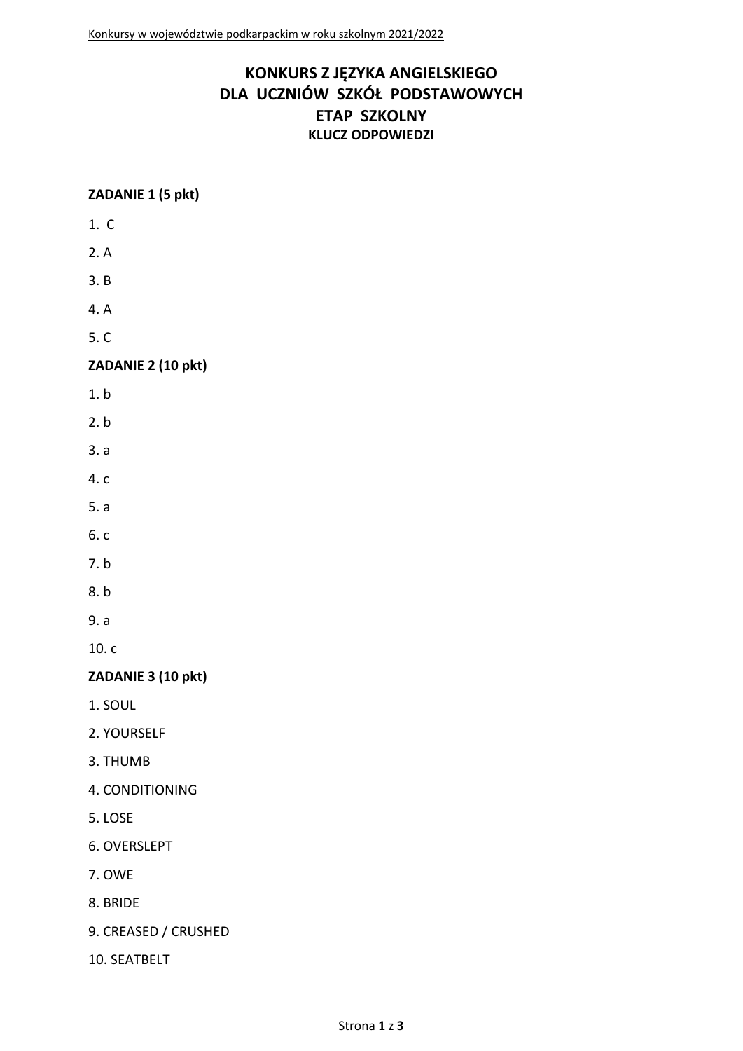# KONKURS Z JĘZYKA ANGIELSKIEGO
# DLA UCZNIÓW SZKÓŁ PODSTAWOWYCH
# ETAP SZKOLNY
## KLUCZ ODPOWIEDZI

**ZADANIE 1 (5 pkt)**

1. C
2. A
3. B
4. A
5. C

**ZADANIE 2 (10 pkt)**

1. b
2. b
3. a
4. c
5. a
6. c
7. b
8. b
9. a
10. c

**ZADANIE 3 (10 pkt)**

1. SOUL
2. YOURSELF
3. THUMB
4. CONDITIONING
5. LOSE
6. OVERSLEPT
7. OWE
8. BRIDE
9. CREASED / CRUSHED
10. SEATBELT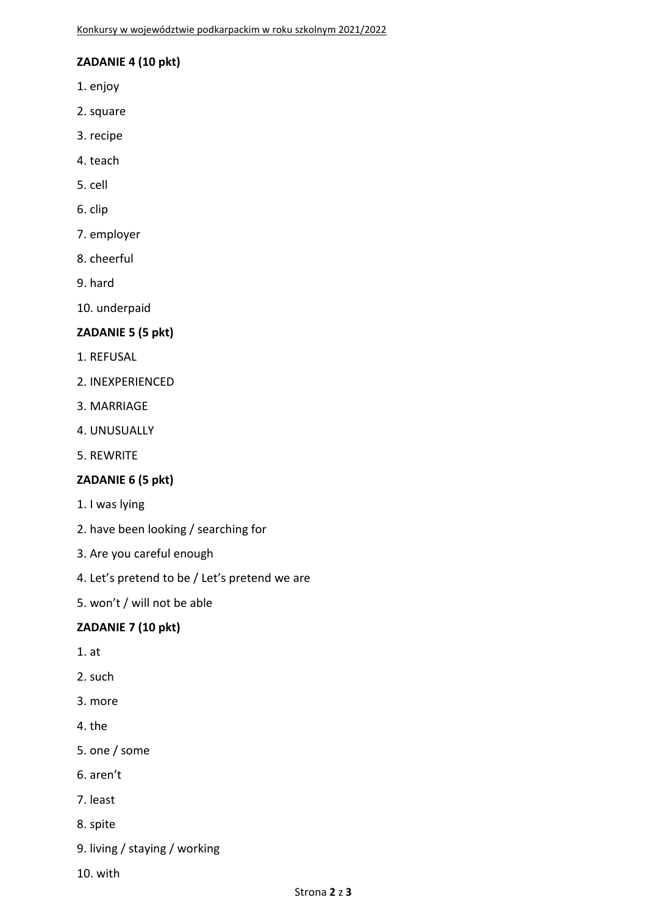**ZADANIE 4 (10 pkt)**

1. enjoy
2. square
3. recipe
4. teach
5. cell
6. clip
7. employer
8. cheerful
9. hard
10. underpaid

**ZADANIE 5 (5 pkt)**

1. REFUSAL
2. INEXPERIENCED
3. MARRIAGE
4. UNUSUALLY
5. REWRITE

**ZADANIE 6 (5 pkt)**

1. I was lying
2. have been looking / searching for
3. Are you careful enough
4. Let's pretend to be / Let's pretend we are
5. won't / will not be able

**ZADANIE 7 (10 pkt)**

1. at
2. such
3. more
4. the
5. one / some
6. aren't
7. least
8. spite
9. living / staying / working
10. with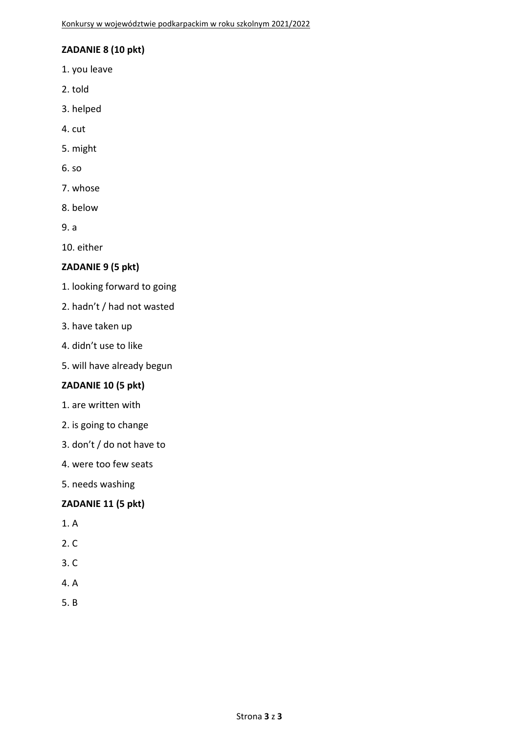**ZADANIE 8 (10 pkt)**

1. you leave
2. told
3. helped
4. cut
5. might
6. so
7. whose
8. below
9. a
10. either

**ZADANIE 9 (5 pkt)**

1. looking forward to going
2. hadn't / had not wasted
3. have taken up
4. didn't use to like
5. will have already begun

**ZADANIE 10 (5 pkt)**

1. are written with
2. is going to change
3. don't / do not have to
4. were too few seats
5. needs washing

**ZADANIE 11 (5 pkt)**

1. A
2. C
3. C
4. A
5. B